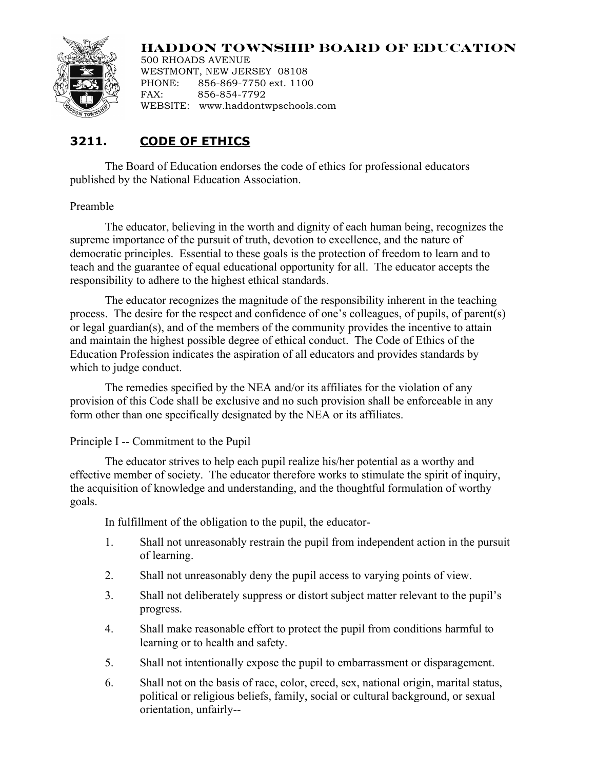# HADDON TOWNSHIP BOARD OF EDUCATION

500 RHOADS AVENUE
WESTMONT, NEW JERSEY 08108
PHONE: 856-869-7750 ext. 1100
FAX: 856-854-7792
WEBSITE: www.haddontwpschools.com

## 3211. CODE OF ETHICS

The Board of Education endorses the code of ethics for professional educators published by the National Education Association.

Preamble

The educator, believing in the worth and dignity of each human being, recognizes the supreme importance of the pursuit of truth, devotion to excellence, and the nature of democratic principles. Essential to these goals is the protection of freedom to learn and to teach and the guarantee of equal educational opportunity for all. The educator accepts the responsibility to adhere to the highest ethical standards.

The educator recognizes the magnitude of the responsibility inherent in the teaching process. The desire for the respect and confidence of one's colleagues, of pupils, of parent(s) or legal guardian(s), and of the members of the community provides the incentive to attain and maintain the highest possible degree of ethical conduct. The Code of Ethics of the Education Profession indicates the aspiration of all educators and provides standards by which to judge conduct.

The remedies specified by the NEA and/or its affiliates for the violation of any provision of this Code shall be exclusive and no such provision shall be enforceable in any form other than one specifically designated by the NEA or its affiliates.

Principle I -- Commitment to the Pupil

The educator strives to help each pupil realize his/her potential as a worthy and effective member of society. The educator therefore works to stimulate the spirit of inquiry, the acquisition of knowledge and understanding, and the thoughtful formulation of worthy goals.

In fulfillment of the obligation to the pupil, the educator-

1. Shall not unreasonably restrain the pupil from independent action in the pursuit of learning.
2. Shall not unreasonably deny the pupil access to varying points of view.
3. Shall not deliberately suppress or distort subject matter relevant to the pupil's progress.
4. Shall make reasonable effort to protect the pupil from conditions harmful to learning or to health and safety.
5. Shall not intentionally expose the pupil to embarrassment or disparagement.
6. Shall not on the basis of race, color, creed, sex, national origin, marital status, political or religious beliefs, family, social or cultural background, or sexual orientation, unfairly--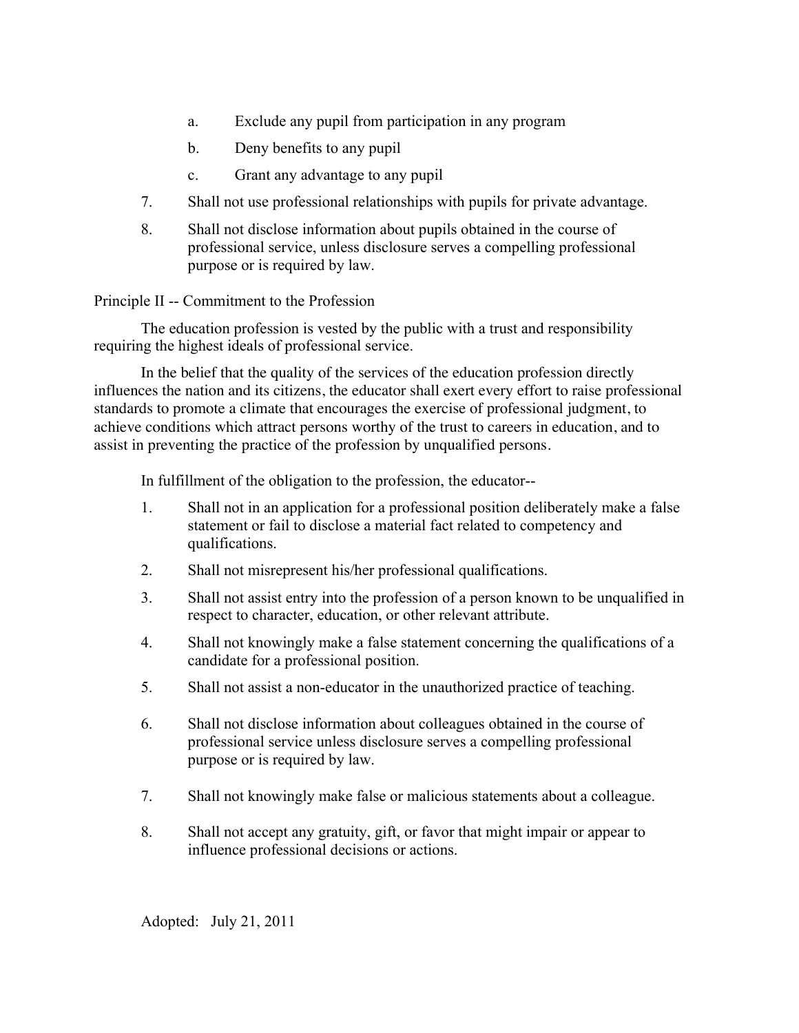a. Exclude any pupil from participation in any program

b. Deny benefits to any pupil

c. Grant any advantage to any pupil

7. Shall not use professional relationships with pupils for private advantage.

8. Shall not disclose information about pupils obtained in the course of professional service, unless disclosure serves a compelling professional purpose or is required by law.

Principle II -- Commitment to the Profession

The education profession is vested by the public with a trust and responsibility requiring the highest ideals of professional service.

In the belief that the quality of the services of the education profession directly influences the nation and its citizens, the educator shall exert every effort to raise professional standards to promote a climate that encourages the exercise of professional judgment, to achieve conditions which attract persons worthy of the trust to careers in education, and to assist in preventing the practice of the profession by unqualified persons.

In fulfillment of the obligation to the profession, the educator--

1. Shall not in an application for a professional position deliberately make a false statement or fail to disclose a material fact related to competency and qualifications.
2. Shall not misrepresent his/her professional qualifications.
3. Shall not assist entry into the profession of a person known to be unqualified in respect to character, education, or other relevant attribute.
4. Shall not knowingly make a false statement concerning the qualifications of a candidate for a professional position.
5. Shall not assist a non-educator in the unauthorized practice of teaching.
6. Shall not disclose information about colleagues obtained in the course of professional service unless disclosure serves a compelling professional purpose or is required by law.
7. Shall not knowingly make false or malicious statements about a colleague.
8. Shall not accept any gratuity, gift, or favor that might impair or appear to influence professional decisions or actions.

Adopted: July 21, 2011